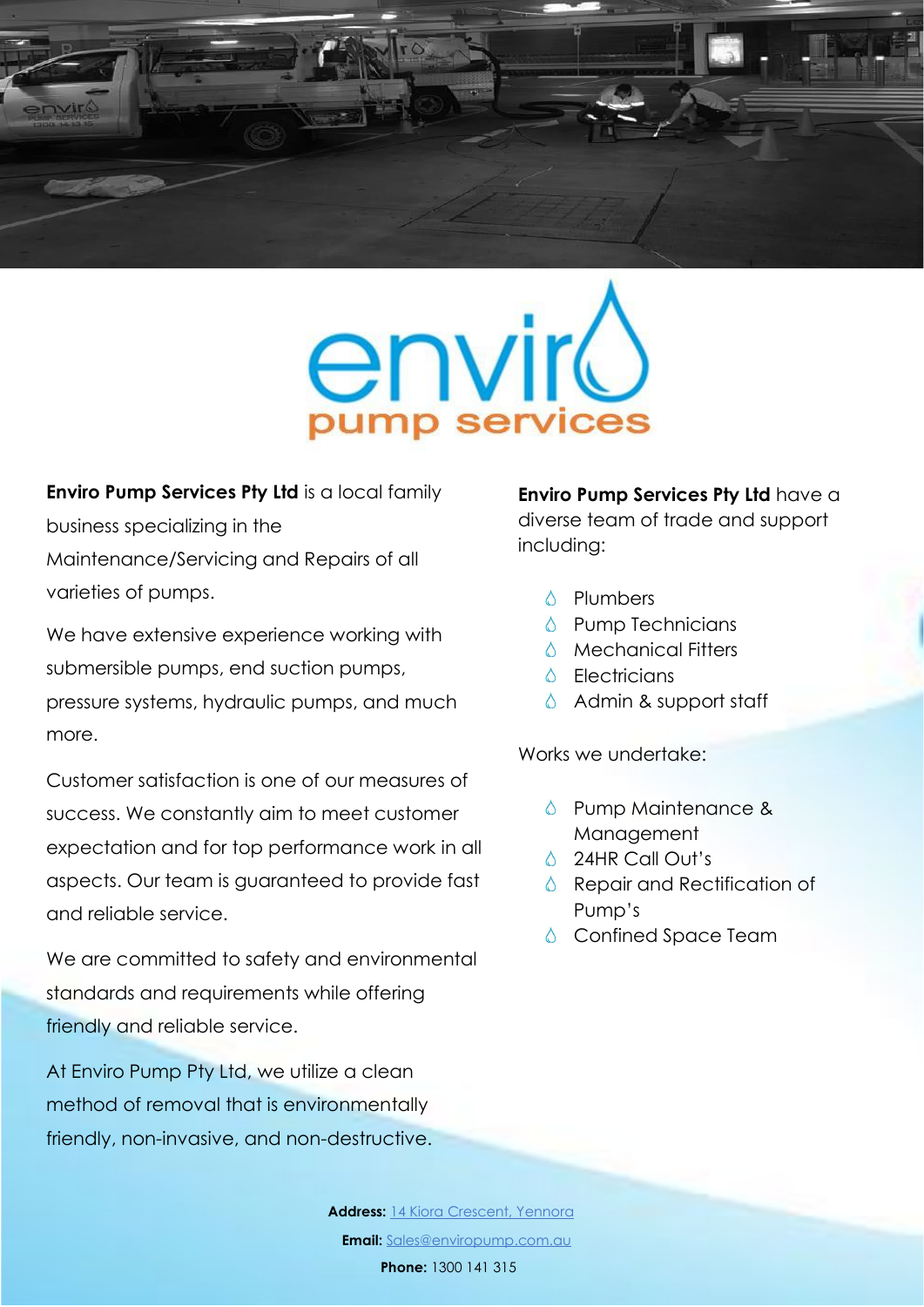**Enviro Pump Services Pty Ltd** is a local family business specializing in the Maintenance/Servicing and Repairs of all varieties of pumps.

We have extensive experience working with submersible pumps, end suction pumps, pressure systems, hydraulic pumps, and much more.

Customer satisfaction is one of our measures of success. We constantly aim to meet customer expectation and for top performance work in all aspects. Our team is guaranteed to provide fast and reliable service.

We are committed to safety and environmental standards and requirements while offering friendly and reliable service.

At Enviro Pump Pty Ltd, we utilize a clean method of removal that is environmentally friendly, non-invasive, and non-destructive.

**Enviro Pump Services Pty Ltd** have a diverse team of trade and support including:

- Plumbers
- Pump Technicians
- Mechanical Fitters
- Electricians
- Admin & support staff

Works we undertake:

- Pump Maintenance & Management
- 24HR Call Out's
- Repair and Rectification of Pump's
- Confined Space Team

**Address:** 14 Kiora Crescent, Yennora

**Email:** Sales@enviropump.com.au

**Phone:** 1300 141 315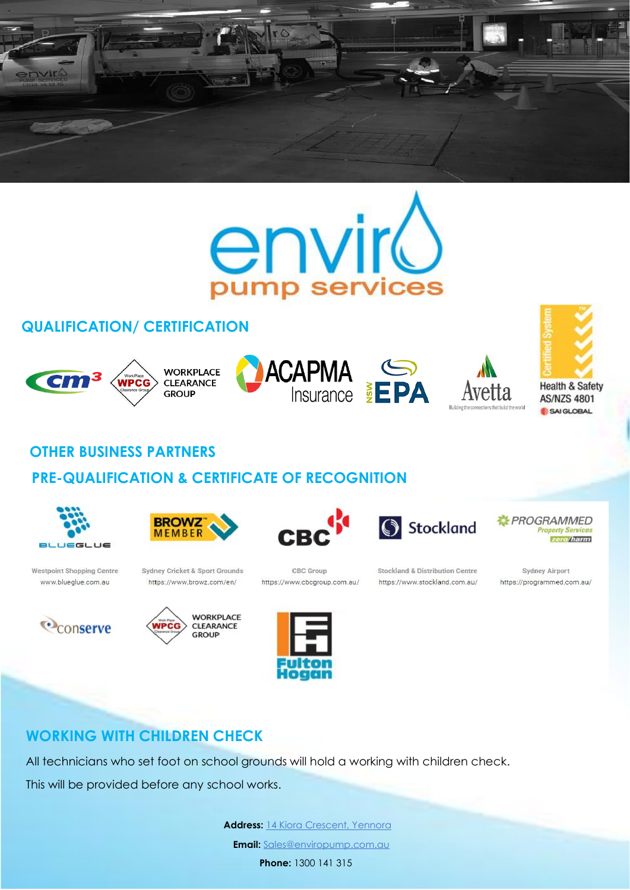## QUALIFICATION/ CERTIFICATION

WORKPLACE CLEARANCE GROUP

ACAPMA Insurance

NSW EPA

Avetta

Health & Safety AS/NZS 4801

SAI GLOBAL

## OTHER BUSINESS PARTNERS

## PRE-QUALIFICATION & CERTIFICATE OF RECOGNITION

| BLUEGLUE | BROWZ MEMBER | CBC | Stockland | PROGRAMMED Property Services |
| --- | --- | --- | --- | --- |
| Westpoint Shopping Centre www.blueglue.com.au | Sydney Cricket & Sport Grounds https://www.browz.com/en/ | CBC Group https://www.cbcgroup.com.au/ | Stockland & Distribution Centre https://www.stockland.com.au/ | Sydney Airport https://programmed.com.au/ |

conserve

WORKPLACE CLEARANCE GROUP

Fulton Hogan

## WORKING WITH CHILDREN CHECK

All technicians who set foot on school grounds will hold a working with children check.

This will be provided before any school works.

**Address:** 14 Kiora Crescent, Yennora

**Email:** Sales@enviropump.com.au

**Phone:** 1300 141 315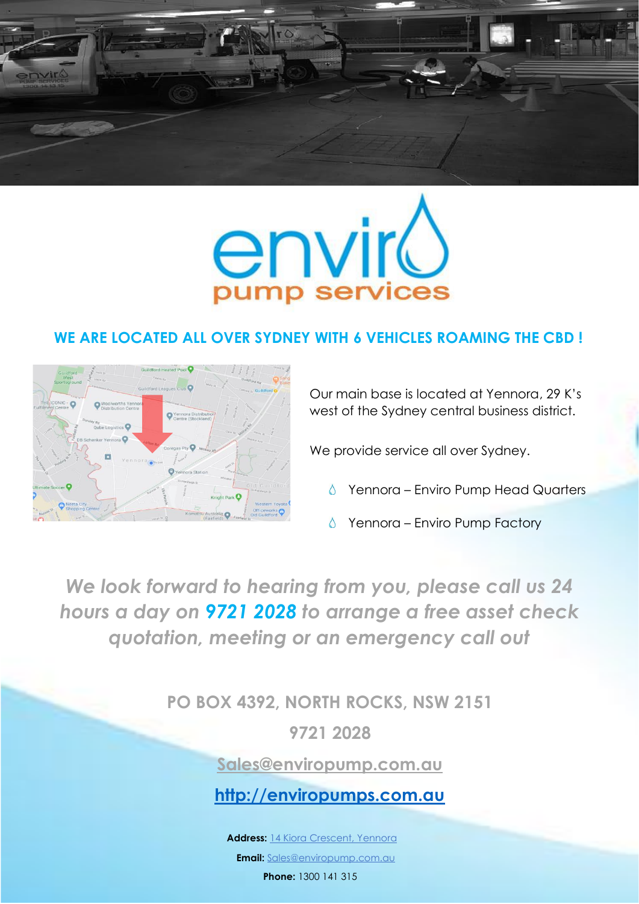## WE ARE LOCATED ALL OVER SYDNEY WITH 6 VEHICLES ROAMING THE CBD !

Our main base is located at Yennora, 29 K's west of the Sydney central business district.

We provide service all over Sydney.

- Yennora – Enviro Pump Head Quarters
- Yennora – Enviro Pump Factory

*We look forward to hearing from you, please call us 24 hours a day on **9721 2028** to arrange a free asset check quotation, meeting or an emergency call out*

**PO BOX 4392, NORTH ROCKS, NSW 2151**

**9721 2028**

**Sales@enviropump.com.au**

**http://enviropumps.com.au**

**Address:** 14 Kiora Crescent, Yennora

**Email:** Sales@enviropump.com.au

**Phone:** 1300 141 315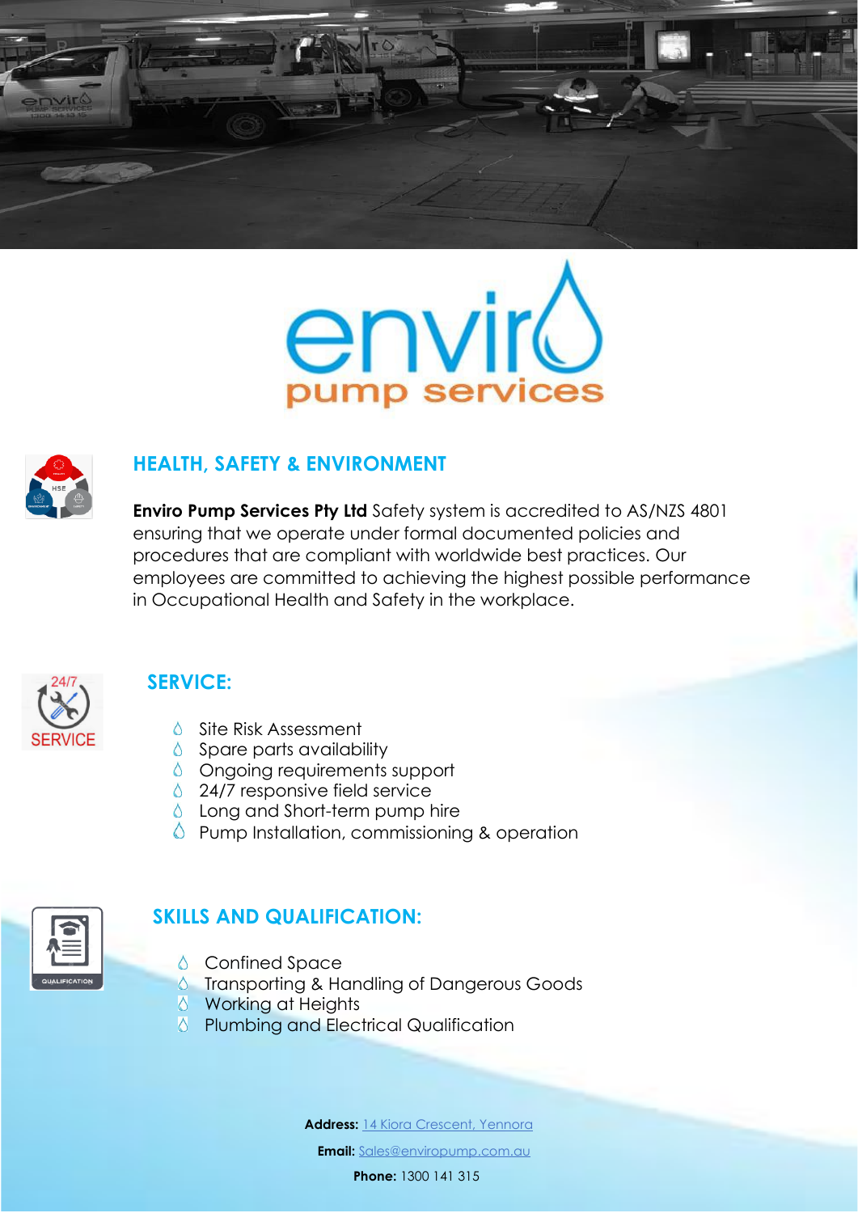## HEALTH, SAFETY & ENVIRONMENT

**Enviro Pump Services Pty Ltd** Safety system is accredited to AS/NZS 4801 ensuring that we operate under formal documented policies and procedures that are compliant with worldwide best practices. Our employees are committed to achieving the highest possible performance in Occupational Health and Safety in the workplace.

## SERVICE:

- Site Risk Assessment
- Spare parts availability
- Ongoing requirements support
- 24/7 responsive field service
- Long and Short-term pump hire
- Pump Installation, commissioning & operation

## SKILLS AND QUALIFICATION:

- Confined Space
- Transporting & Handling of Dangerous Goods
- Working at Heights
- Plumbing and Electrical Qualification

**Address:** 14 Kiora Crescent, Yennora

**Email:** Sales@enviropump.com.au

**Phone:** 1300 141 315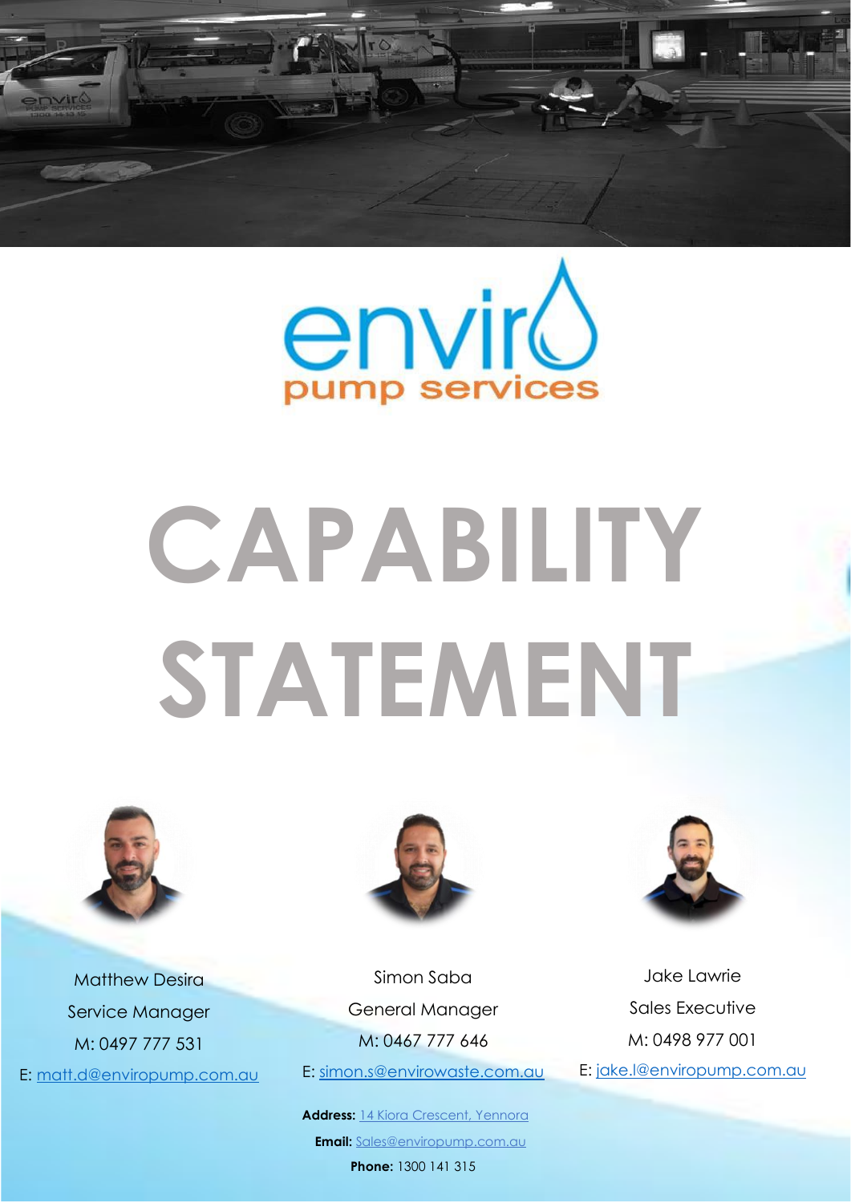# CAPABILITY STATEMENT

Matthew Desira
Service Manager
M: 0497 777 531
E: matt.d@enviropump.com.au

Simon Saba
General Manager
M: 0467 777 646
E: simon.s@envirowaste.com.au

Jake Lawrie
Sales Executive
M: 0498 977 001
E: jake.l@enviropump.com.au

**Address:** 14 Kiora Crescent, Yennora
**Email:** Sales@enviropump.com.au
**Phone:** 1300 141 315